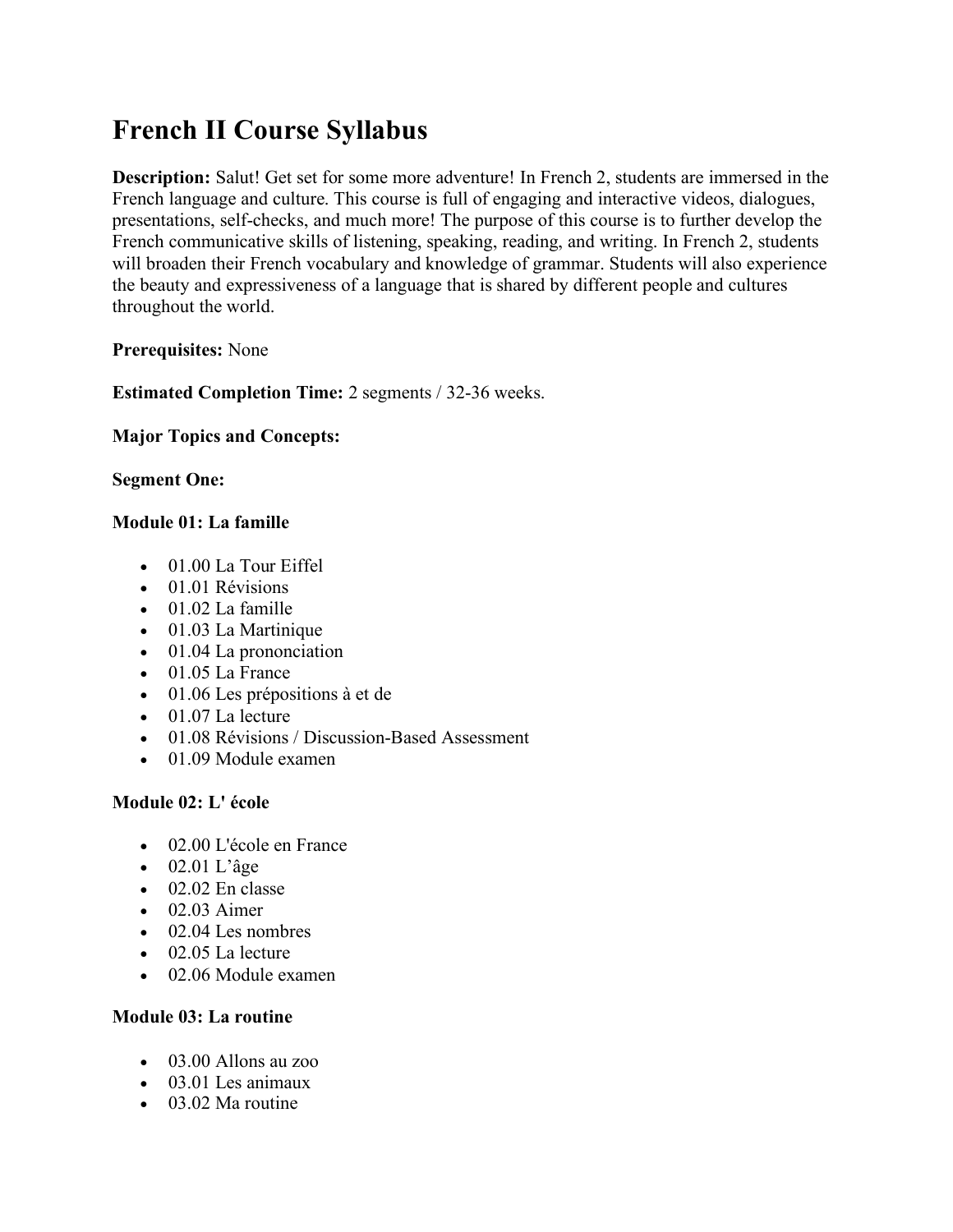# French II Course Syllabus

**Description:** Salut! Get set for some more adventure! In French 2, students are immersed in the French language and culture. This course is full of engaging and interactive videos, dialogues, presentations, self-checks, and much more! The purpose of this course is to further develop the French communicative skills of listening, speaking, reading, and writing. In French 2, students will broaden their French vocabulary and knowledge of grammar. Students will also experience the beauty and expressiveness of a language that is shared by different people and cultures throughout the world.

**Prerequisites:** None

**Estimated Completion Time:** 2 segments / 32-36 weeks.

**Major Topics and Concepts:**

**Segment One:**

**Module 01: La famille**

- 01.00 La Tour Eiffel
- 01.01 Révisions
- 01.02 La famille
- 01.03 La Martinique
- 01.04 La prononciation
- 01.05 La France
- 01.06 Les prépositions à et de
- 01.07 La lecture
- 01.08 Révisions / Discussion-Based Assessment
- 01.09 Module examen

**Module 02: L' école**

- 02.00 L'école en France
- 02.01 L'âge
- 02.02 En classe
- 02.03 Aimer
- 02.04 Les nombres
- 02.05 La lecture
- 02.06 Module examen

**Module 03: La routine**

- 03.00 Allons au zoo
- 03.01 Les animaux
- 03.02 Ma routine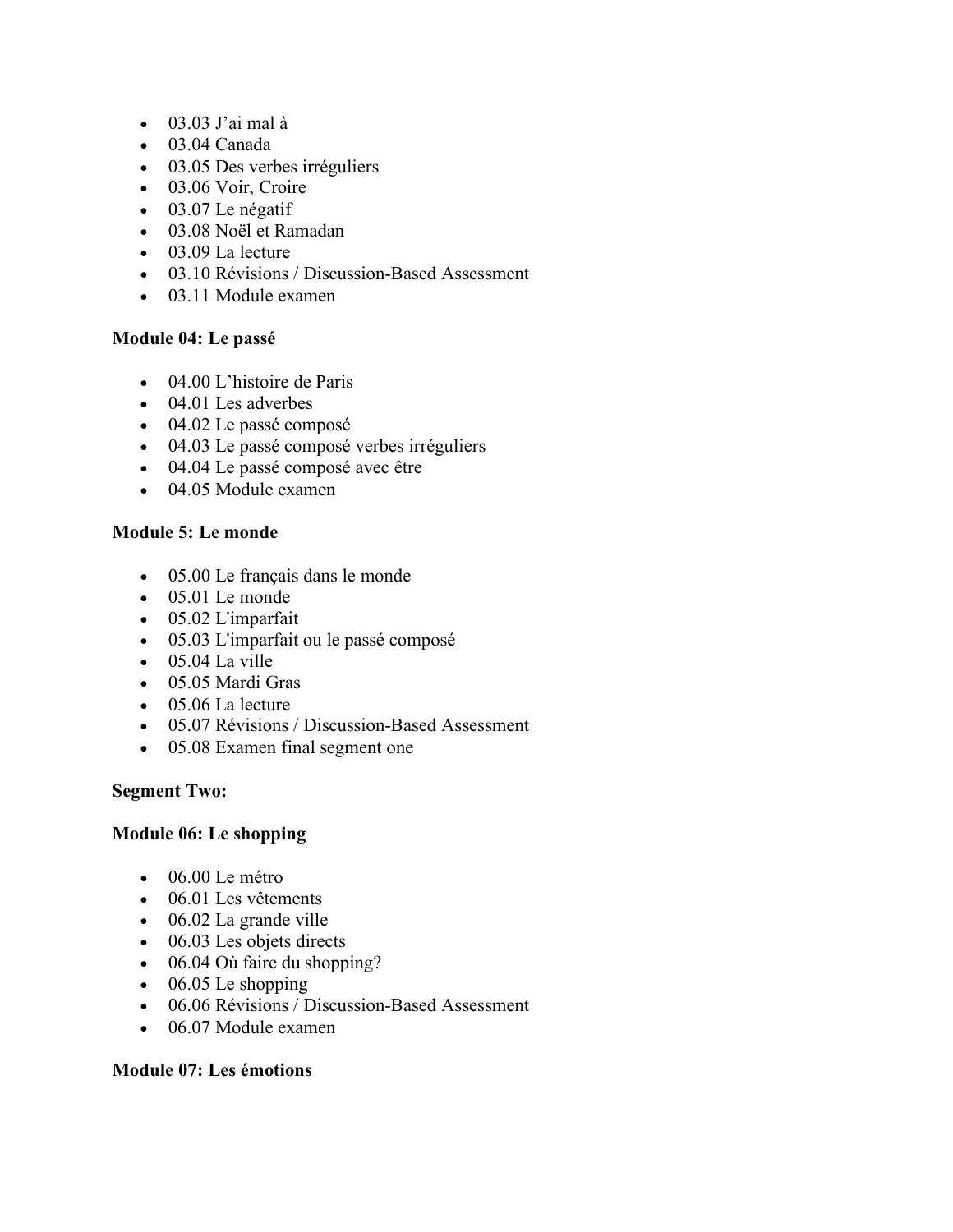- 03.03 J'ai mal à
- 03.04 Canada
- 03.05 Des verbes irréguliers
- 03.06 Voir, Croire
- 03.07 Le négatif
- 03.08 Noël et Ramadan
- 03.09 La lecture
- 03.10 Révisions / Discussion-Based Assessment
- 03.11 Module examen

**Module 04: Le passé**

- 04.00 L'histoire de Paris
- 04.01 Les adverbes
- 04.02 Le passé composé
- 04.03 Le passé composé verbes irréguliers
- 04.04 Le passé composé avec être
- 04.05 Module examen

**Module 5: Le monde**

- 05.00 Le français dans le monde
- 05.01 Le monde
- 05.02 L'imparfait
- 05.03 L'imparfait ou le passé composé
- 05.04 La ville
- 05.05 Mardi Gras
- 05.06 La lecture
- 05.07 Révisions / Discussion-Based Assessment
- 05.08 Examen final segment one

**Segment Two:**

**Module 06: Le shopping**

- 06.00 Le métro
- 06.01 Les vêtements
- 06.02 La grande ville
- 06.03 Les objets directs
- 06.04 Où faire du shopping?
- 06.05 Le shopping
- 06.06 Révisions / Discussion-Based Assessment
- 06.07 Module examen

**Module 07: Les émotions**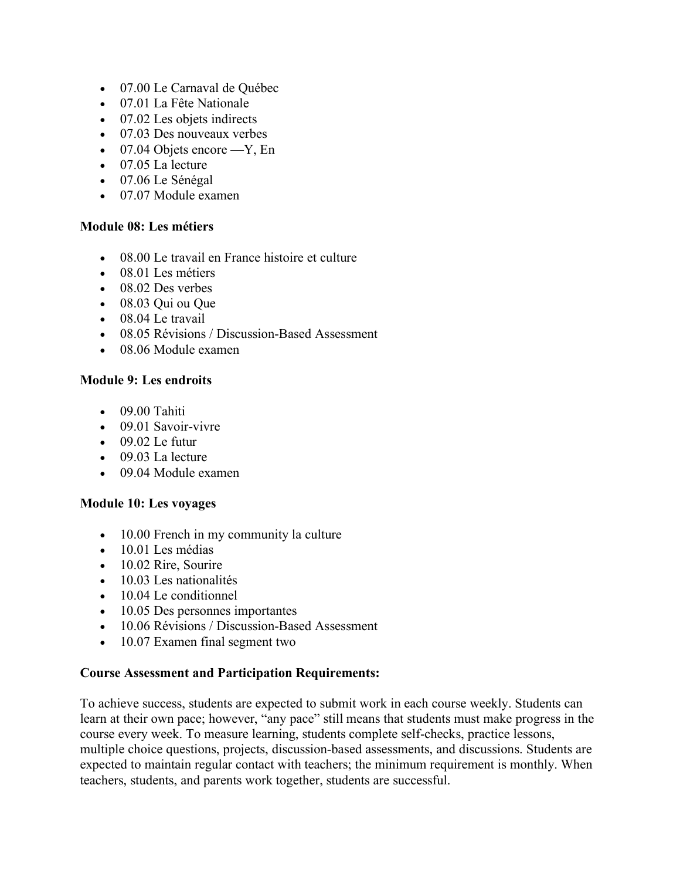- 07.00 Le Carnaval de Québec
- 07.01 La Fête Nationale
- 07.02 Les objets indirects
- 07.03 Des nouveaux verbes
- 07.04 Objets encore —Y, En
- 07.05 La lecture
- 07.06 Le Sénégal
- 07.07 Module examen

**Module 08: Les métiers**

- 08.00 Le travail en France histoire et culture
- 08.01 Les métiers
- 08.02 Des verbes
- 08.03 Qui ou Que
- 08.04 Le travail
- 08.05 Révisions / Discussion-Based Assessment
- 08.06 Module examen

**Module 9: Les endroits**

- 09.00 Tahiti
- 09.01 Savoir-vivre
- 09.02 Le futur
- 09.03 La lecture
- 09.04 Module examen

**Module 10: Les voyages**

- 10.00 French in my community la culture
- 10.01 Les médias
- 10.02 Rire, Sourire
- 10.03 Les nationalités
- 10.04 Le conditionnel
- 10.05 Des personnes importantes
- 10.06 Révisions / Discussion-Based Assessment
- 10.07 Examen final segment two

**Course Assessment and Participation Requirements:**

To achieve success, students are expected to submit work in each course weekly. Students can learn at their own pace; however, "any pace" still means that students must make progress in the course every week. To measure learning, students complete self-checks, practice lessons, multiple choice questions, projects, discussion-based assessments, and discussions. Students are expected to maintain regular contact with teachers; the minimum requirement is monthly. When teachers, students, and parents work together, students are successful.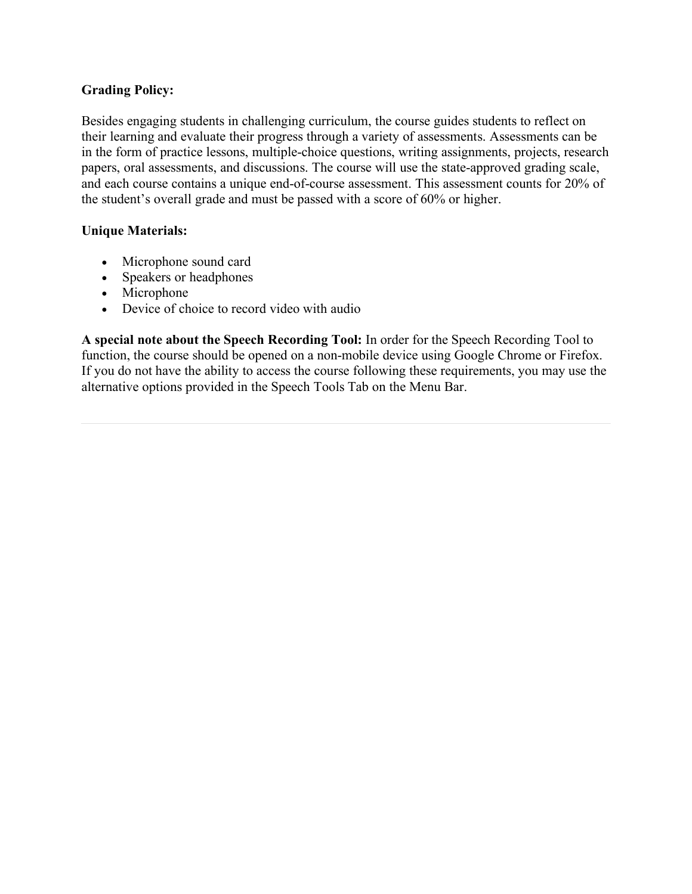**Grading Policy:**

Besides engaging students in challenging curriculum, the course guides students to reflect on their learning and evaluate their progress through a variety of assessments. Assessments can be in the form of practice lessons, multiple-choice questions, writing assignments, projects, research papers, oral assessments, and discussions. The course will use the state-approved grading scale, and each course contains a unique end-of-course assessment. This assessment counts for 20% of the student's overall grade and must be passed with a score of 60% or higher.

**Unique Materials:**

- Microphone sound card
- Speakers or headphones
- Microphone
- Device of choice to record video with audio

**A special note about the Speech Recording Tool:** In order for the Speech Recording Tool to function, the course should be opened on a non-mobile device using Google Chrome or Firefox. If you do not have the ability to access the course following these requirements, you may use the alternative options provided in the Speech Tools Tab on the Menu Bar.